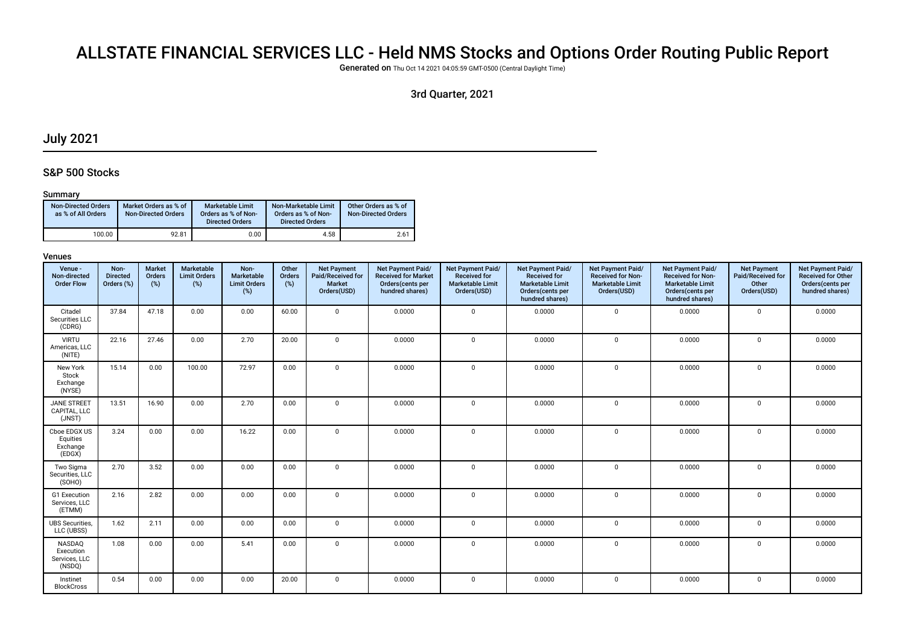# ALLSTATE FINANCIAL SERVICES LLC - Held NMS Stocks and Options Order Routing Public Report

**Generated on** Thu Oct 14 2021 04:05:59 GMT-0500 (Central Daylight Time)

3rd Quarter, 2021

## July 2021

### S&P 500 Stocks

#### Summary

| Non-Directed Orders as % of All Orders | Market Orders as % of Non-Directed Orders | Marketable Limit Orders as % of Non-Directed Orders | Non-Marketable Limit Orders as % of Non-Directed Orders | Other Orders as % of Non-Directed Orders |
|---|---|---|---|---|
| 100.00 | 92.81 | 0.00 | 4.58 | 2.61 |

#### Venues

| Venue - Non-directed Order Flow | Non-Directed Orders (%) | Market Orders (%) | Marketable Limit Orders (%) | Non-Marketable Limit Orders (%) | Other Orders (%) | Net Payment Paid/Received for Market Orders(USD) | Net Payment Paid/Received for Market Orders(cents per hundred shares) | Net Payment Paid/Received for Marketable Limit Orders(USD) | Net Payment Paid/Received for Marketable Limit Orders(cents per hundred shares) | Net Payment Paid/Received for Non-Marketable Limit Orders(USD) | Net Payment Paid/Received for Non-Marketable Limit Orders(cents per hundred shares) | Net Payment Paid/Received for Other Orders(USD) | Net Payment Paid/Received for Other Orders(cents per hundred shares) |
|---|---|---|---|---|---|---|---|---|---|---|---|---|---|
| Citadel Securities LLC (CDRG) | 37.84 | 47.18 | 0.00 | 0.00 | 60.00 | 0 | 0.0000 | 0 | 0.0000 | 0 | 0.0000 | 0 | 0.0000 |
| VIRTU Americas, LLC (NITE) | 22.16 | 27.46 | 0.00 | 2.70 | 20.00 | 0 | 0.0000 | 0 | 0.0000 | 0 | 0.0000 | 0 | 0.0000 |
| New York Stock Exchange (NYSE) | 15.14 | 0.00 | 100.00 | 72.97 | 0.00 | 0 | 0.0000 | 0 | 0.0000 | 0 | 0.0000 | 0 | 0.0000 |
| JANE STREET CAPITAL, LLC (JNST) | 13.51 | 16.90 | 0.00 | 2.70 | 0.00 | 0 | 0.0000 | 0 | 0.0000 | 0 | 0.0000 | 0 | 0.0000 |
| Cboe EDGX US Equities Exchange (EDGX) | 3.24 | 0.00 | 0.00 | 16.22 | 0.00 | 0 | 0.0000 | 0 | 0.0000 | 0 | 0.0000 | 0 | 0.0000 |
| Two Sigma Securities, LLC (SOHO) | 2.70 | 3.52 | 0.00 | 0.00 | 0.00 | 0 | 0.0000 | 0 | 0.0000 | 0 | 0.0000 | 0 | 0.0000 |
| G1 Execution Services, LLC (ETMM) | 2.16 | 2.82 | 0.00 | 0.00 | 0.00 | 0 | 0.0000 | 0 | 0.0000 | 0 | 0.0000 | 0 | 0.0000 |
| UBS Securities, LLC (UBSS) | 1.62 | 2.11 | 0.00 | 0.00 | 0.00 | 0 | 0.0000 | 0 | 0.0000 | 0 | 0.0000 | 0 | 0.0000 |
| NASDAQ Execution Services, LLC (NSDQ) | 1.08 | 0.00 | 0.00 | 5.41 | 0.00 | 0 | 0.0000 | 0 | 0.0000 | 0 | 0.0000 | 0 | 0.0000 |
| Instinet BlockCross | 0.54 | 0.00 | 0.00 | 0.00 | 20.00 | 0 | 0.0000 | 0 | 0.0000 | 0 | 0.0000 | 0 | 0.0000 |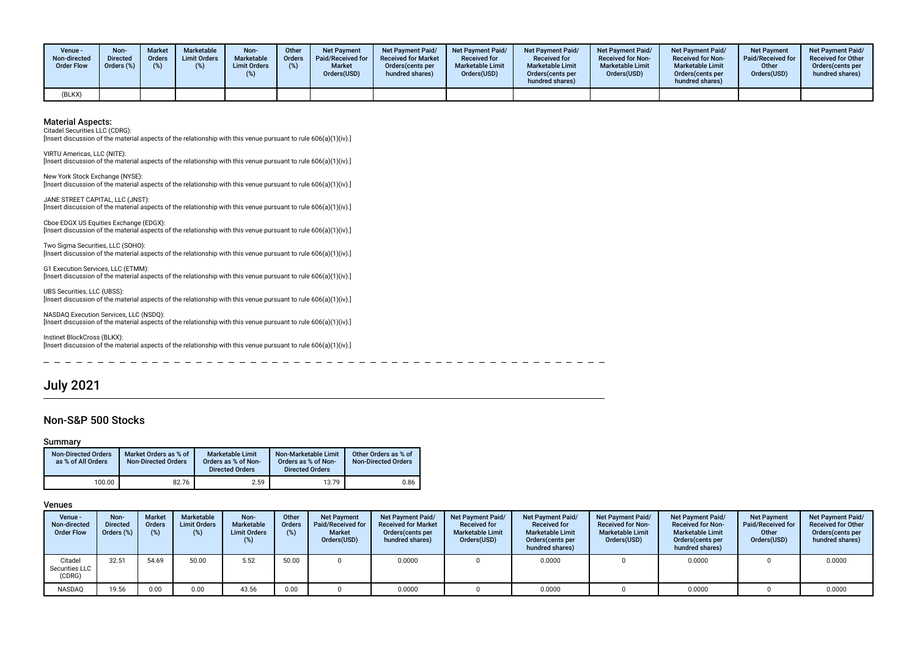| Venue - Non-directed Order Flow | Non-Directed Orders (%) | Market Orders (%) | Marketable Limit Orders (%) | Non-Marketable Limit Orders (%) | Other Orders (%) | Net Payment Paid/Received for Market Orders(USD) | Net Payment Paid/ Received for Market Orders(cents per hundred shares) | Net Payment Paid/ Received for Marketable Limit Orders(USD) | Net Payment Paid/ Received for Marketable Limit Orders(cents per hundred shares) | Net Payment Paid/ Received for Non-Marketable Limit Orders(USD) | Net Payment Paid/ Received for Non-Marketable Limit Orders(cents per hundred shares) | Net Payment Paid/Received for Other Orders(USD) | Net Payment Paid/ Received for Other Orders(cents per hundred shares) |
|---|---|---|---|---|---|---|---|---|---|---|---|---|---|
| (BLKX) | | | | | | | | | | | | | |

### Material Aspects:

Citadel Securities LLC (CDRG):
[Insert discussion of the material aspects of the relationship with this venue pursuant to rule 606(a)(1)(iv).]

VIRTU Americas, LLC (NITE):
[Insert discussion of the material aspects of the relationship with this venue pursuant to rule 606(a)(1)(iv).]

New York Stock Exchange (NYSE):
[Insert discussion of the material aspects of the relationship with this venue pursuant to rule 606(a)(1)(iv).]

JANE STREET CAPITAL, LLC (JNST):
[Insert discussion of the material aspects of the relationship with this venue pursuant to rule 606(a)(1)(iv).]

Cboe EDGX US Equities Exchange (EDGX):
[Insert discussion of the material aspects of the relationship with this venue pursuant to rule 606(a)(1)(iv).]

Two Sigma Securities, LLC (SOHO):
[Insert discussion of the material aspects of the relationship with this venue pursuant to rule 606(a)(1)(iv).]

G1 Execution Services, LLC (ETMM):
[Insert discussion of the material aspects of the relationship with this venue pursuant to rule 606(a)(1)(iv).]

UBS Securities, LLC (UBSS):
[Insert discussion of the material aspects of the relationship with this venue pursuant to rule 606(a)(1)(iv).]

NASDAQ Execution Services, LLC (NSDQ):
[Insert discussion of the material aspects of the relationship with this venue pursuant to rule 606(a)(1)(iv).]

Instinet BlockCross (BLKX):
[Insert discussion of the material aspects of the relationship with this venue pursuant to rule 606(a)(1)(iv).]

# July 2021

## Non-S&P 500 Stocks

### Summary

| Non-Directed Orders as % of All Orders | Market Orders as % of Non-Directed Orders | Marketable Limit Orders as % of Non-Directed Orders | Non-Marketable Limit Orders as % of Non-Directed Orders | Other Orders as % of Non-Directed Orders |
|---|---|---|---|---|
| 100.00 | 82.76 | 2.59 | 13.79 | 0.86 |

### Venues

| Venue - Non-directed Order Flow | Non-Directed Orders (%) | Market Orders (%) | Marketable Limit Orders (%) | Non-Marketable Limit Orders (%) | Other Orders (%) | Net Payment Paid/Received for Market Orders(USD) | Net Payment Paid/ Received for Market Orders(cents per hundred shares) | Net Payment Paid/ Received for Marketable Limit Orders(USD) | Net Payment Paid/ Received for Marketable Limit Orders(cents per hundred shares) | Net Payment Paid/ Received for Non-Marketable Limit Orders(USD) | Net Payment Paid/ Received for Non-Marketable Limit Orders(cents per hundred shares) | Net Payment Paid/Received for Other Orders(USD) | Net Payment Paid/ Received for Other Orders(cents per hundred shares) |
|---|---|---|---|---|---|---|---|---|---|---|---|---|---|
| Citadel Securities LLC (CDRG) | 32.51 | 54.69 | 50.00 | 5.52 | 50.00 | 0 | 0.0000 | 0 | 0.0000 | 0 | 0.0000 | 0 | 0.0000 |
| NASDAQ | 19.56 | 0.00 | 0.00 | 43.56 | 0.00 | 0 | 0.0000 | 0 | 0.0000 | 0 | 0.0000 | 0 | 0.0000 |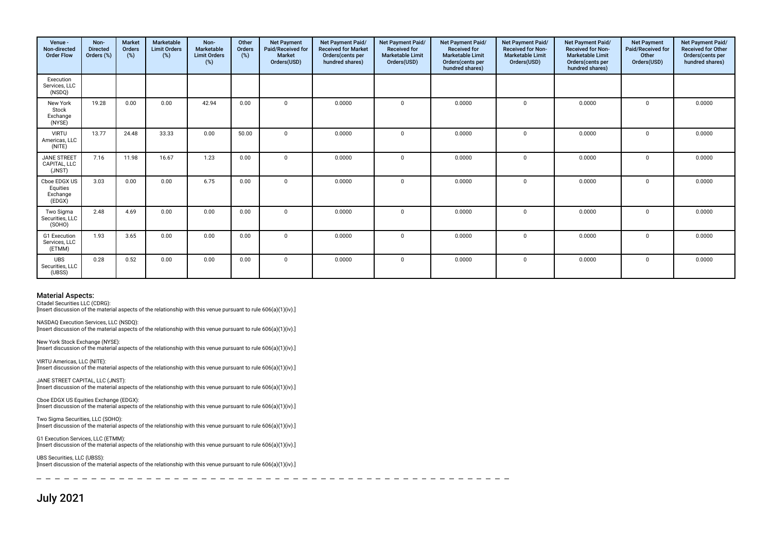| Venue - Non-directed Order Flow | Non-Directed Orders (%) | Market Orders (%) | Marketable Limit Orders (%) | Non-Marketable Limit Orders (%) | Other Orders (%) | Net Payment Paid/Received for Market Orders(USD) | Net Payment Paid/ Received for Market Orders(cents per hundred shares) | Net Payment Paid/ Received for Marketable Limit Orders(USD) | Net Payment Paid/ Received for Marketable Limit Orders(cents per hundred shares) | Net Payment Paid/ Received for Non-Marketable Limit Orders(USD) | Net Payment Paid/ Received for Non-Marketable Limit Orders(cents per hundred shares) | Net Payment Paid/Received for Other Orders(USD) | Net Payment Paid/ Received for Other Orders(cents per hundred shares) |
|---|---|---|---|---|---|---|---|---|---|---|---|---|---|
| Execution Services, LLC (NSDQ) | | | | | | | | | | | | | |
| New York Stock Exchange (NYSE) | 19.28 | 0.00 | 0.00 | 42.94 | 0.00 | 0 | 0.0000 | 0 | 0.0000 | 0 | 0.0000 | 0 | 0.0000 |
| VIRTU Americas, LLC (NITE) | 13.77 | 24.48 | 33.33 | 0.00 | 50.00 | 0 | 0.0000 | 0 | 0.0000 | 0 | 0.0000 | 0 | 0.0000 |
| JANE STREET CAPITAL, LLC (JNST) | 7.16 | 11.98 | 16.67 | 1.23 | 0.00 | 0 | 0.0000 | 0 | 0.0000 | 0 | 0.0000 | 0 | 0.0000 |
| Cboe EDGX US Equities Exchange (EDGX) | 3.03 | 0.00 | 0.00 | 6.75 | 0.00 | 0 | 0.0000 | 0 | 0.0000 | 0 | 0.0000 | 0 | 0.0000 |
| Two Sigma Securities, LLC (SOHO) | 2.48 | 4.69 | 0.00 | 0.00 | 0.00 | 0 | 0.0000 | 0 | 0.0000 | 0 | 0.0000 | 0 | 0.0000 |
| G1 Execution Services, LLC (ETMM) | 1.93 | 3.65 | 0.00 | 0.00 | 0.00 | 0 | 0.0000 | 0 | 0.0000 | 0 | 0.0000 | 0 | 0.0000 |
| UBS Securities, LLC (UBSS) | 0.28 | 0.52 | 0.00 | 0.00 | 0.00 | 0 | 0.0000 | 0 | 0.0000 | 0 | 0.0000 | 0 | 0.0000 |

### Material Aspects:

Citadel Securities LLC (CDRG):
[Insert discussion of the material aspects of the relationship with this venue pursuant to rule 606(a)(1)(iv).]

NASDAQ Execution Services, LLC (NSDQ):
[Insert discussion of the material aspects of the relationship with this venue pursuant to rule 606(a)(1)(iv).]

New York Stock Exchange (NYSE):
[Insert discussion of the material aspects of the relationship with this venue pursuant to rule 606(a)(1)(iv).]

VIRTU Americas, LLC (NITE):
[Insert discussion of the material aspects of the relationship with this venue pursuant to rule 606(a)(1)(iv).]

JANE STREET CAPITAL, LLC (JNST):
[Insert discussion of the material aspects of the relationship with this venue pursuant to rule 606(a)(1)(iv).]

Cboe EDGX US Equities Exchange (EDGX):
[Insert discussion of the material aspects of the relationship with this venue pursuant to rule 606(a)(1)(iv).]

Two Sigma Securities, LLC (SOHO):
[Insert discussion of the material aspects of the relationship with this venue pursuant to rule 606(a)(1)(iv).]

G1 Execution Services, LLC (ETMM):
[Insert discussion of the material aspects of the relationship with this venue pursuant to rule 606(a)(1)(iv).]

UBS Securities, LLC (UBSS):
[Insert discussion of the material aspects of the relationship with this venue pursuant to rule 606(a)(1)(iv).]

## July 2021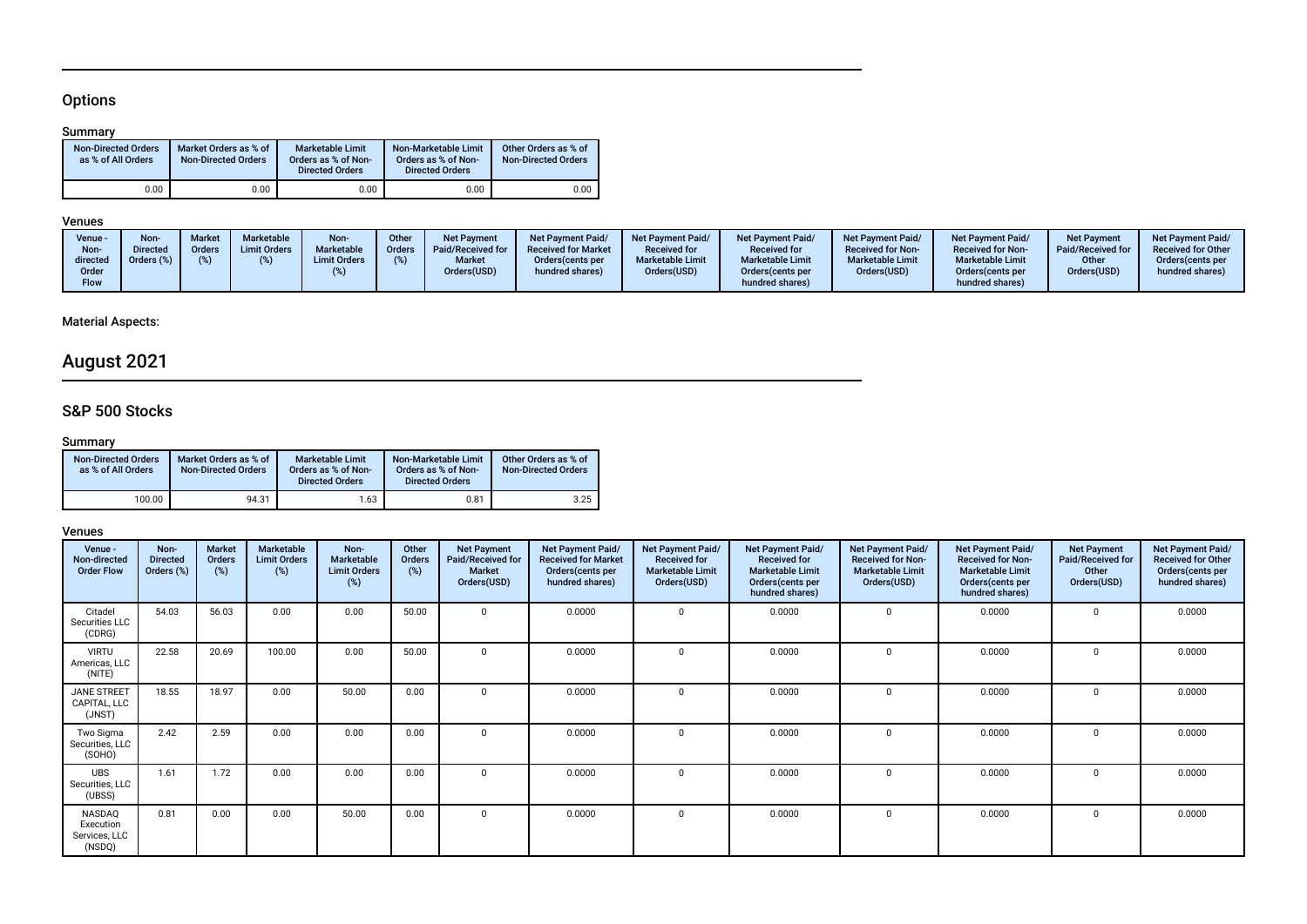## Options

### Summary

| Non-Directed Orders as % of All Orders | Market Orders as % of Non-Directed Orders | Marketable Limit Orders as % of Non-Directed Orders | Non-Marketable Limit Orders as % of Non-Directed Orders | Other Orders as % of Non-Directed Orders |
|---|---|---|---|---|
| 0.00 | 0.00 | 0.00 | 0.00 | 0.00 |

### Venues

| Venue - Non-directed Order Flow | Non-Directed Orders (%) | Market Orders (%) | Marketable Limit Orders (%) | Non-Marketable Limit Orders (%) | Other Orders (%) | Net Payment Paid/Received for Market Orders(USD) | Net Payment Paid/Received for Market Orders(cents per hundred shares) | Net Payment Paid/Received for Marketable Limit Orders(USD) | Net Payment Paid/Received for Marketable Limit Orders(cents per hundred shares) | Net Payment Paid/Received for Non-Marketable Limit Orders(USD) | Net Payment Paid/Received for Non-Marketable Limit Orders(cents per hundred shares) | Net Payment Paid/Received for Other Orders(USD) | Net Payment Paid/Received for Other Orders(cents per hundred shares) |
|---|---|---|---|---|---|---|---|---|---|---|---|---|---|

### Material Aspects:

# August 2021

## S&P 500 Stocks

### Summary

| Non-Directed Orders as % of All Orders | Market Orders as % of Non-Directed Orders | Marketable Limit Orders as % of Non-Directed Orders | Non-Marketable Limit Orders as % of Non-Directed Orders | Other Orders as % of Non-Directed Orders |
|---|---|---|---|---|
| 100.00 | 94.31 | 1.63 | 0.81 | 3.25 |

### Venues

| Venue - Non-directed Order Flow | Non-Directed Orders (%) | Market Orders (%) | Marketable Limit Orders (%) | Non-Marketable Limit Orders (%) | Other Orders (%) | Net Payment Paid/Received for Market Orders(USD) | Net Payment Paid/Received for Market Orders(cents per hundred shares) | Net Payment Paid/Received for Marketable Limit Orders(USD) | Net Payment Paid/Received for Marketable Limit Orders(cents per hundred shares) | Net Payment Paid/Received for Non-Marketable Limit Orders(USD) | Net Payment Paid/Received for Non-Marketable Limit Orders(cents per hundred shares) | Net Payment Paid/Received for Other Orders(USD) | Net Payment Paid/Received for Other Orders(cents per hundred shares) |
|---|---|---|---|---|---|---|---|---|---|---|---|---|---|
| Citadel Securities LLC (CDRG) | 54.03 | 56.03 | 0.00 | 0.00 | 50.00 | 0 | 0.0000 | 0 | 0.0000 | 0 | 0.0000 | 0 | 0.0000 |
| VIRTU Americas, LLC (NITE) | 22.58 | 20.69 | 100.00 | 0.00 | 50.00 | 0 | 0.0000 | 0 | 0.0000 | 0 | 0.0000 | 0 | 0.0000 |
| JANE STREET CAPITAL, LLC (JNST) | 18.55 | 18.97 | 0.00 | 50.00 | 0.00 | 0 | 0.0000 | 0 | 0.0000 | 0 | 0.0000 | 0 | 0.0000 |
| Two Sigma Securities, LLC (SOHO) | 2.42 | 2.59 | 0.00 | 0.00 | 0.00 | 0 | 0.0000 | 0 | 0.0000 | 0 | 0.0000 | 0 | 0.0000 |
| UBS Securities, LLC (UBSS) | 1.61 | 1.72 | 0.00 | 0.00 | 0.00 | 0 | 0.0000 | 0 | 0.0000 | 0 | 0.0000 | 0 | 0.0000 |
| NASDAQ Execution Services, LLC (NSDQ) | 0.81 | 0.00 | 0.00 | 50.00 | 0.00 | 0 | 0.0000 | 0 | 0.0000 | 0 | 0.0000 | 0 | 0.0000 |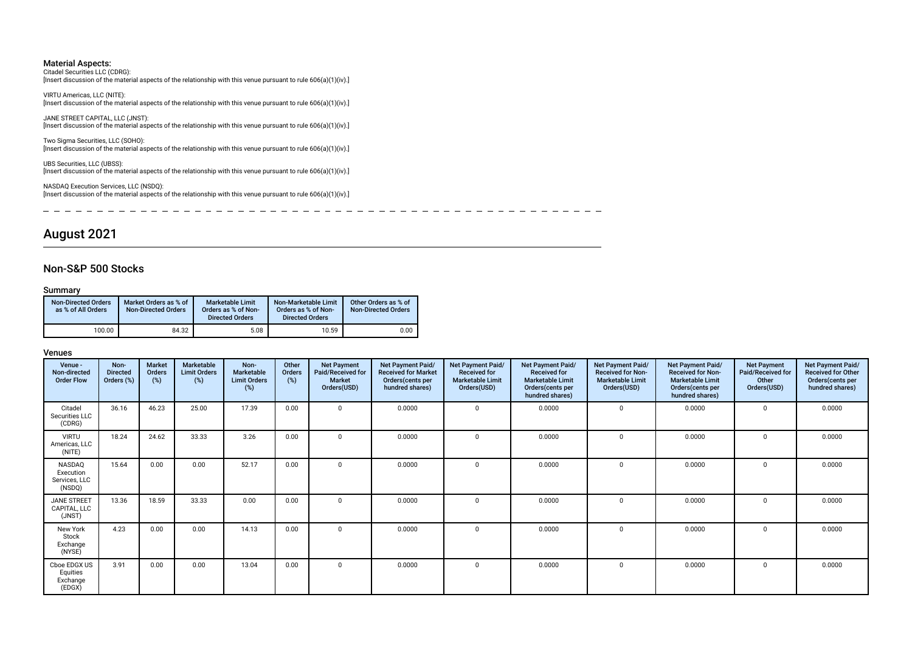### Material Aspects:

Citadel Securities LLC (CDRG):
[Insert discussion of the material aspects of the relationship with this venue pursuant to rule 606(a)(1)(iv).]

VIRTU Americas, LLC (NITE):
[Insert discussion of the material aspects of the relationship with this venue pursuant to rule 606(a)(1)(iv).]

JANE STREET CAPITAL, LLC (JNST):
[Insert discussion of the material aspects of the relationship with this venue pursuant to rule 606(a)(1)(iv).]

Two Sigma Securities, LLC (SOHO):
[Insert discussion of the material aspects of the relationship with this venue pursuant to rule 606(a)(1)(iv).]

UBS Securities, LLC (UBSS):
[Insert discussion of the material aspects of the relationship with this venue pursuant to rule 606(a)(1)(iv).]

NASDAQ Execution Services, LLC (NSDQ):
[Insert discussion of the material aspects of the relationship with this venue pursuant to rule 606(a)(1)(iv).]

# August 2021

## Non-S&P 500 Stocks

### Summary

| Non-Directed Orders as % of All Orders | Market Orders as % of Non-Directed Orders | Marketable Limit Orders as % of Non-Directed Orders | Non-Marketable Limit Orders as % of Non-Directed Orders | Other Orders as % of Non-Directed Orders |
|---|---|---|---|---|
| 100.00 | 84.32 | 5.08 | 10.59 | 0.00 |

### Venues

| Venue - Non-directed Order Flow | Non-Directed Orders (%) | Market Orders (%) | Marketable Limit Orders (%) | Non-Marketable Limit Orders (%) | Other Orders (%) | Net Payment Paid/Received for Market Orders(USD) | Net Payment Paid/ Received for Market Orders(cents per hundred shares) | Net Payment Paid/ Received for Marketable Limit Orders(USD) | Net Payment Paid/ Received for Marketable Limit Orders(cents per hundred shares) | Net Payment Paid/ Received for Non-Marketable Limit Orders(USD) | Net Payment Paid/ Received for Non-Marketable Limit Orders(cents per hundred shares) | Net Payment Paid/Received for Other Orders(USD) | Net Payment Paid/ Received for Other Orders(cents per hundred shares) |
|---|---|---|---|---|---|---|---|---|---|---|---|---|---|
| Citadel Securities LLC (CDRG) | 36.16 | 46.23 | 25.00 | 17.39 | 0.00 | 0 | 0.0000 | 0 | 0.0000 | 0 | 0.0000 | 0 | 0.0000 |
| VIRTU Americas, LLC (NITE) | 18.24 | 24.62 | 33.33 | 3.26 | 0.00 | 0 | 0.0000 | 0 | 0.0000 | 0 | 0.0000 | 0 | 0.0000 |
| NASDAQ Execution Services, LLC (NSDQ) | 15.64 | 0.00 | 0.00 | 52.17 | 0.00 | 0 | 0.0000 | 0 | 0.0000 | 0 | 0.0000 | 0 | 0.0000 |
| JANE STREET CAPITAL, LLC (JNST) | 13.36 | 18.59 | 33.33 | 0.00 | 0.00 | 0 | 0.0000 | 0 | 0.0000 | 0 | 0.0000 | 0 | 0.0000 |
| New York Stock Exchange (NYSE) | 4.23 | 0.00 | 0.00 | 14.13 | 0.00 | 0 | 0.0000 | 0 | 0.0000 | 0 | 0.0000 | 0 | 0.0000 |
| Cboe EDGX US Equities Exchange (EDGX) | 3.91 | 0.00 | 0.00 | 13.04 | 0.00 | 0 | 0.0000 | 0 | 0.0000 | 0 | 0.0000 | 0 | 0.0000 |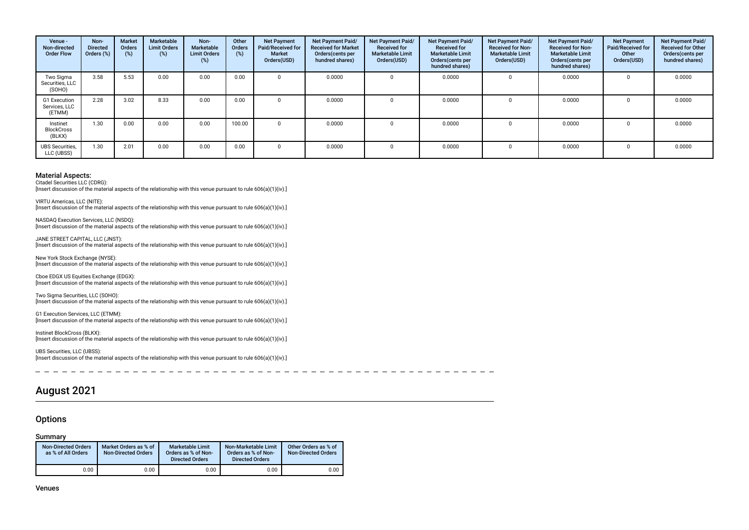| Venue - Non-directed Order Flow | Non-Directed Orders (%) | Market Orders (%) | Marketable Limit Orders (%) | Non-Marketable Limit Orders (%) | Other Orders (%) | Net Payment Paid/Received for Market Orders(USD) | Net Payment Paid/ Received for Market Orders(cents per hundred shares) | Net Payment Paid/ Received for Marketable Limit Orders(USD) | Net Payment Paid/ Received for Marketable Limit Orders(cents per hundred shares) | Net Payment Paid/ Received for Non-Marketable Limit Orders(USD) | Net Payment Paid/ Received for Non-Marketable Limit Orders(cents per hundred shares) | Net Payment Paid/Received for Other Orders(USD) | Net Payment Paid/ Received for Other Orders(cents per hundred shares) |
|---|---|---|---|---|---|---|---|---|---|---|---|---|---|
| Two Sigma Securities, LLC (SOHO) | 3.58 | 5.53 | 0.00 | 0.00 | 0.00 | 0 | 0.0000 | 0 | 0.0000 | 0 | 0.0000 | 0 | 0.0000 |
| G1 Execution Services, LLC (ETMM) | 2.28 | 3.02 | 8.33 | 0.00 | 0.00 | 0 | 0.0000 | 0 | 0.0000 | 0 | 0.0000 | 0 | 0.0000 |
| Instinet BlockCross (BLKX) | 1.30 | 0.00 | 0.00 | 0.00 | 100.00 | 0 | 0.0000 | 0 | 0.0000 | 0 | 0.0000 | 0 | 0.0000 |
| UBS Securities, LLC (UBSS) | 1.30 | 2.01 | 0.00 | 0.00 | 0.00 | 0 | 0.0000 | 0 | 0.0000 | 0 | 0.0000 | 0 | 0.0000 |

### Material Aspects:

Citadel Securities LLC (CDRG):
[Insert discussion of the material aspects of the relationship with this venue pursuant to rule 606(a)(1)(iv).]

VIRTU Americas, LLC (NITE):
[Insert discussion of the material aspects of the relationship with this venue pursuant to rule 606(a)(1)(iv).]

NASDAQ Execution Services, LLC (NSDQ):
[Insert discussion of the material aspects of the relationship with this venue pursuant to rule 606(a)(1)(iv).]

JANE STREET CAPITAL, LLC (JNST):
[Insert discussion of the material aspects of the relationship with this venue pursuant to rule 606(a)(1)(iv).]

New York Stock Exchange (NYSE):
[Insert discussion of the material aspects of the relationship with this venue pursuant to rule 606(a)(1)(iv).]

Cboe EDGX US Equities Exchange (EDGX):
[Insert discussion of the material aspects of the relationship with this venue pursuant to rule 606(a)(1)(iv).]

Two Sigma Securities, LLC (SOHO):
[Insert discussion of the material aspects of the relationship with this venue pursuant to rule 606(a)(1)(iv).]

G1 Execution Services, LLC (ETMM):
[Insert discussion of the material aspects of the relationship with this venue pursuant to rule 606(a)(1)(iv).]

Instinet BlockCross (BLKX):
[Insert discussion of the material aspects of the relationship with this venue pursuant to rule 606(a)(1)(iv).]

UBS Securities, LLC (UBSS):
[Insert discussion of the material aspects of the relationship with this venue pursuant to rule 606(a)(1)(iv).]

# August 2021

## Options

### Summary

| Non-Directed Orders as % of All Orders | Market Orders as % of Non-Directed Orders | Marketable Limit Orders as % of Non-Directed Orders | Non-Marketable Limit Orders as % of Non-Directed Orders | Other Orders as % of Non-Directed Orders |
|---|---|---|---|---|
| 0.00 | 0.00 | 0.00 | 0.00 | 0.00 |

### Venues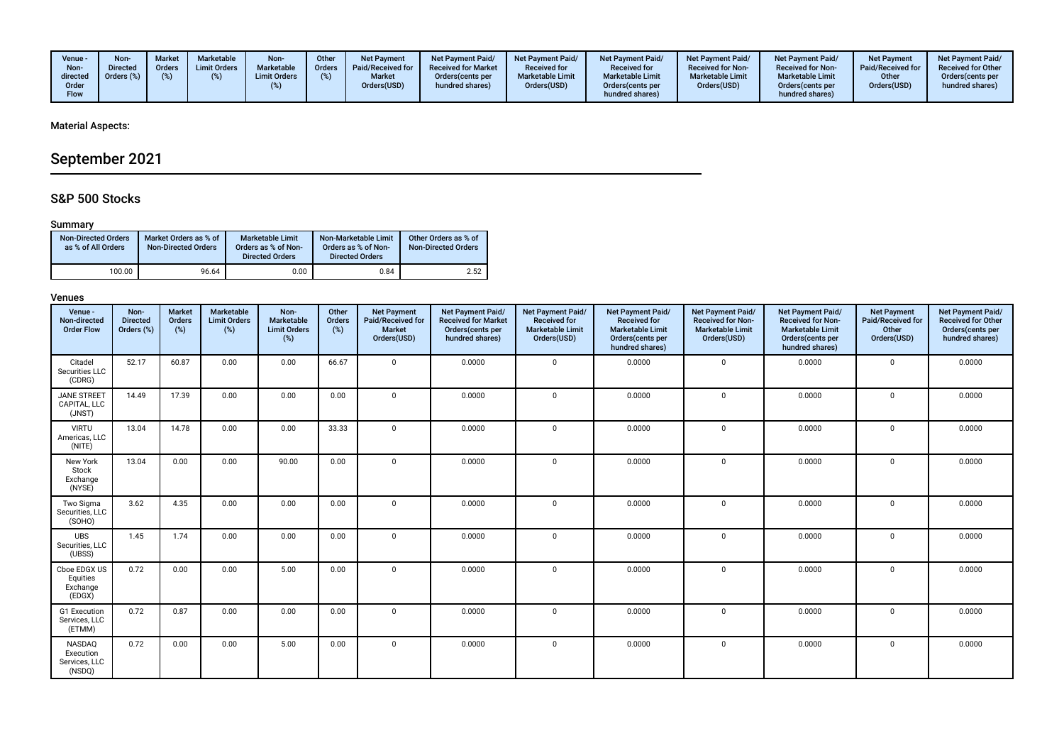| Venue - Non-directed Order Flow | Non-Directed Orders (%) | Market Orders (%) | Marketable Limit Orders (%) | Non-Marketable Limit Orders (%) | Other Orders (%) | Net Payment Paid/Received for Market Orders(USD) | Net Payment Paid/ Received for Market Orders(cents per hundred shares) | Net Payment Paid/ Received for Marketable Limit Orders(USD) | Net Payment Paid/ Received for Marketable Limit Orders(cents per hundred shares) | Net Payment Paid/ Received for Non-Marketable Limit Orders(USD) | Net Payment Paid/ Received for Non-Marketable Limit Orders(cents per hundred shares) | Net Payment Paid/Received for Other Orders(USD) | Net Payment Paid/ Received for Other Orders(cents per hundred shares) |
|---|---|---|---|---|---|---|---|---|---|---|---|---|---|

Material Aspects:

# September 2021

## S&P 500 Stocks

### Summary

| Non-Directed Orders as % of All Orders | Market Orders as % of Non-Directed Orders | Marketable Limit Orders as % of Non-Directed Orders | Non-Marketable Limit Orders as % of Non-Directed Orders | Other Orders as % of Non-Directed Orders |
|---|---|---|---|---|
| 100.00 | 96.64 | 0.00 | 0.84 | 2.52 |

### Venues

| Venue - Non-directed Order Flow | Non-Directed Orders (%) | Market Orders (%) | Marketable Limit Orders (%) | Non-Marketable Limit Orders (%) | Other Orders (%) | Net Payment Paid/Received for Market Orders(USD) | Net Payment Paid/ Received for Market Orders(cents per hundred shares) | Net Payment Paid/ Received for Marketable Limit Orders(USD) | Net Payment Paid/ Received for Marketable Limit Orders(cents per hundred shares) | Net Payment Paid/ Received for Non-Marketable Limit Orders(USD) | Net Payment Paid/ Received for Non-Marketable Limit Orders(cents per hundred shares) | Net Payment Paid/Received for Other Orders(USD) | Net Payment Paid/ Received for Other Orders(cents per hundred shares) |
|---|---|---|---|---|---|---|---|---|---|---|---|---|---|
| Citadel Securities LLC (CDRG) | 52.17 | 60.87 | 0.00 | 0.00 | 66.67 | 0 | 0.0000 | 0 | 0.0000 | 0 | 0.0000 | 0 | 0.0000 |
| JANE STREET CAPITAL, LLC (JNST) | 14.49 | 17.39 | 0.00 | 0.00 | 0.00 | 0 | 0.0000 | 0 | 0.0000 | 0 | 0.0000 | 0 | 0.0000 |
| VIRTU Americas, LLC (NITE) | 13.04 | 14.78 | 0.00 | 0.00 | 33.33 | 0 | 0.0000 | 0 | 0.0000 | 0 | 0.0000 | 0 | 0.0000 |
| New York Stock Exchange (NYSE) | 13.04 | 0.00 | 0.00 | 90.00 | 0.00 | 0 | 0.0000 | 0 | 0.0000 | 0 | 0.0000 | 0 | 0.0000 |
| Two Sigma Securities, LLC (SOHO) | 3.62 | 4.35 | 0.00 | 0.00 | 0.00 | 0 | 0.0000 | 0 | 0.0000 | 0 | 0.0000 | 0 | 0.0000 |
| UBS Securities, LLC (UBSS) | 1.45 | 1.74 | 0.00 | 0.00 | 0.00 | 0 | 0.0000 | 0 | 0.0000 | 0 | 0.0000 | 0 | 0.0000 |
| Cboe EDGX US Equities Exchange (EDGX) | 0.72 | 0.00 | 0.00 | 5.00 | 0.00 | 0 | 0.0000 | 0 | 0.0000 | 0 | 0.0000 | 0 | 0.0000 |
| G1 Execution Services, LLC (ETMM) | 0.72 | 0.87 | 0.00 | 0.00 | 0.00 | 0 | 0.0000 | 0 | 0.0000 | 0 | 0.0000 | 0 | 0.0000 |
| NASDAQ Execution Services, LLC (NSDQ) | 0.72 | 0.00 | 0.00 | 5.00 | 0.00 | 0 | 0.0000 | 0 | 0.0000 | 0 | 0.0000 | 0 | 0.0000 |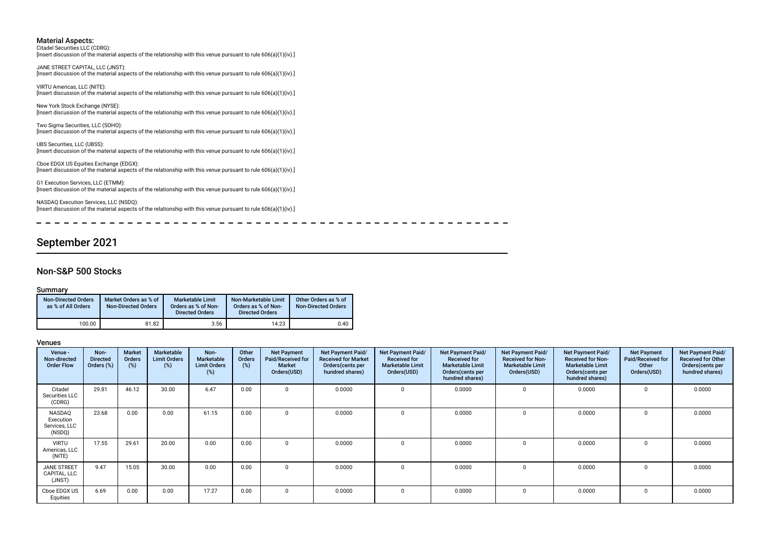### Material Aspects:

Citadel Securities LLC (CDRG):
[Insert discussion of the material aspects of the relationship with this venue pursuant to rule 606(a)(1)(iv).]

JANE STREET CAPITAL, LLC (JNST):
[Insert discussion of the material aspects of the relationship with this venue pursuant to rule 606(a)(1)(iv).]

VIRTU Americas, LLC (NITE):
[Insert discussion of the material aspects of the relationship with this venue pursuant to rule 606(a)(1)(iv).]

New York Stock Exchange (NYSE):
[Insert discussion of the material aspects of the relationship with this venue pursuant to rule 606(a)(1)(iv).]

Two Sigma Securities, LLC (SOHO):
[Insert discussion of the material aspects of the relationship with this venue pursuant to rule 606(a)(1)(iv).]

UBS Securities, LLC (UBSS):
[Insert discussion of the material aspects of the relationship with this venue pursuant to rule 606(a)(1)(iv).]

Cboe EDGX US Equities Exchange (EDGX):
[Insert discussion of the material aspects of the relationship with this venue pursuant to rule 606(a)(1)(iv).]

G1 Execution Services, LLC (ETMM):
[Insert discussion of the material aspects of the relationship with this venue pursuant to rule 606(a)(1)(iv).]

NASDAQ Execution Services, LLC (NSDQ):
[Insert discussion of the material aspects of the relationship with this venue pursuant to rule 606(a)(1)(iv).]

## September 2021

### Non-S&P 500 Stocks

#### Summary

| Non-Directed Orders as % of All Orders | Market Orders as % of Non-Directed Orders | Marketable Limit Orders as % of Non-Directed Orders | Non-Marketable Limit Orders as % of Non-Directed Orders | Other Orders as % of Non-Directed Orders |
|---|---|---|---|---|
| 100.00 | 81.82 | 3.56 | 14.23 | 0.40 |

#### Venues

| Venue - Non-directed Order Flow | Non-Directed Orders (%) | Market Orders (%) | Marketable Limit Orders (%) | Non-Marketable Limit Orders (%) | Other Orders (%) | Net Payment Paid/Received for Market Orders(USD) | Net Payment Paid/Received for Market Orders(cents per hundred shares) | Net Payment Paid/Received for Marketable Limit Orders(USD) | Net Payment Paid/Received for Marketable Limit Orders(cents per hundred shares) | Net Payment Paid/Received for Non-Marketable Limit Orders(USD) | Net Payment Paid/Received for Non-Marketable Limit Orders(cents per hundred shares) | Net Payment Paid/Received for Other Orders(USD) | Net Payment Paid/Received for Other Orders(cents per hundred shares) |
|---|---|---|---|---|---|---|---|---|---|---|---|---|---|
| Citadel Securities LLC (CDRG) | 29.81 | 46.12 | 30.00 | 6.47 | 0.00 | 0 | 0.0000 | 0 | 0.0000 | 0 | 0.0000 | 0 | 0.0000 |
| NASDAQ Execution Services, LLC (NSDQ) | 23.68 | 0.00 | 0.00 | 61.15 | 0.00 | 0 | 0.0000 | 0 | 0.0000 | 0 | 0.0000 | 0 | 0.0000 |
| VIRTU Americas, LLC (NITE) | 17.55 | 29.61 | 20.00 | 0.00 | 0.00 | 0 | 0.0000 | 0 | 0.0000 | 0 | 0.0000 | 0 | 0.0000 |
| JANE STREET CAPITAL, LLC (JNST) | 9.47 | 15.05 | 30.00 | 0.00 | 0.00 | 0 | 0.0000 | 0 | 0.0000 | 0 | 0.0000 | 0 | 0.0000 |
| Cboe EDGX US Equities | 6.69 | 0.00 | 0.00 | 17.27 | 0.00 | 0 | 0.0000 | 0 | 0.0000 | 0 | 0.0000 | 0 | 0.0000 |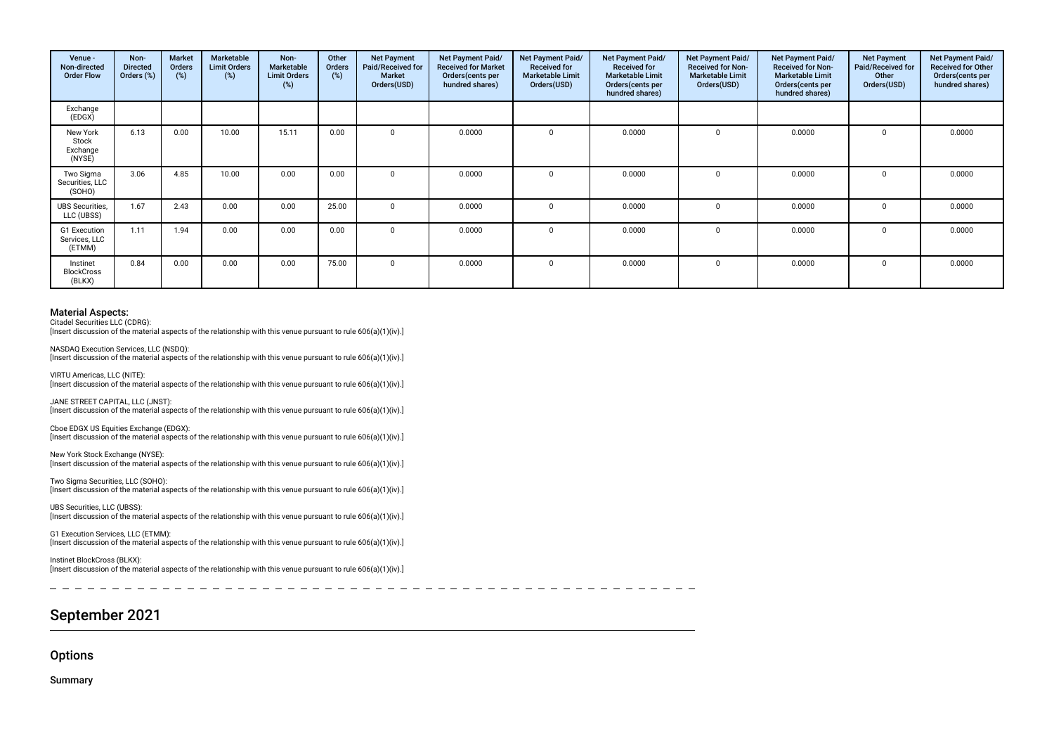| Venue - Non-directed Order Flow | Non-Directed Orders (%) | Market Orders (%) | Marketable Limit Orders (%) | Non-Marketable Limit Orders (%) | Other Orders (%) | Net Payment Paid/Received for Market Orders(USD) | Net Payment Paid/ Received for Market Orders(cents per hundred shares) | Net Payment Paid/ Received for Marketable Limit Orders(USD) | Net Payment Paid/ Received for Marketable Limit Orders(cents per hundred shares) | Net Payment Paid/ Received for Non-Marketable Limit Orders(USD) | Net Payment Paid/ Received for Non-Marketable Limit Orders(cents per hundred shares) | Net Payment Paid/Received for Other Orders(USD) | Net Payment Paid/ Received for Other Orders(cents per hundred shares) |
|---|---|---|---|---|---|---|---|---|---|---|---|---|---|
| Exchange (EDGX) | | | | | | | | | | | | | |
| New York Stock Exchange (NYSE) | 6.13 | 0.00 | 10.00 | 15.11 | 0.00 | 0 | 0.0000 | 0 | 0.0000 | 0 | 0.0000 | 0 | 0.0000 |
| Two Sigma Securities, LLC (SOHO) | 3.06 | 4.85 | 10.00 | 0.00 | 0.00 | 0 | 0.0000 | 0 | 0.0000 | 0 | 0.0000 | 0 | 0.0000 |
| UBS Securities, LLC (UBSS) | 1.67 | 2.43 | 0.00 | 0.00 | 25.00 | 0 | 0.0000 | 0 | 0.0000 | 0 | 0.0000 | 0 | 0.0000 |
| G1 Execution Services, LLC (ETMM) | 1.11 | 1.94 | 0.00 | 0.00 | 0.00 | 0 | 0.0000 | 0 | 0.0000 | 0 | 0.0000 | 0 | 0.0000 |
| Instinet BlockCross (BLKX) | 0.84 | 0.00 | 0.00 | 0.00 | 75.00 | 0 | 0.0000 | 0 | 0.0000 | 0 | 0.0000 | 0 | 0.0000 |

### Material Aspects:

Citadel Securities LLC (CDRG):
[Insert discussion of the material aspects of the relationship with this venue pursuant to rule 606(a)(1)(iv).]

NASDAQ Execution Services, LLC (NSDQ):
[Insert discussion of the material aspects of the relationship with this venue pursuant to rule 606(a)(1)(iv).]

VIRTU Americas, LLC (NITE):
[Insert discussion of the material aspects of the relationship with this venue pursuant to rule 606(a)(1)(iv).]

JANE STREET CAPITAL, LLC (JNST):
[Insert discussion of the material aspects of the relationship with this venue pursuant to rule 606(a)(1)(iv).]

Cboe EDGX US Equities Exchange (EDGX):
[Insert discussion of the material aspects of the relationship with this venue pursuant to rule 606(a)(1)(iv).]

New York Stock Exchange (NYSE):
[Insert discussion of the material aspects of the relationship with this venue pursuant to rule 606(a)(1)(iv).]

Two Sigma Securities, LLC (SOHO):
[Insert discussion of the material aspects of the relationship with this venue pursuant to rule 606(a)(1)(iv).]

UBS Securities, LLC (UBSS):
[Insert discussion of the material aspects of the relationship with this venue pursuant to rule 606(a)(1)(iv).]

G1 Execution Services, LLC (ETMM):
[Insert discussion of the material aspects of the relationship with this venue pursuant to rule 606(a)(1)(iv).]

Instinet BlockCross (BLKX):
[Insert discussion of the material aspects of the relationship with this venue pursuant to rule 606(a)(1)(iv).]

## September 2021

### Options

#### Summary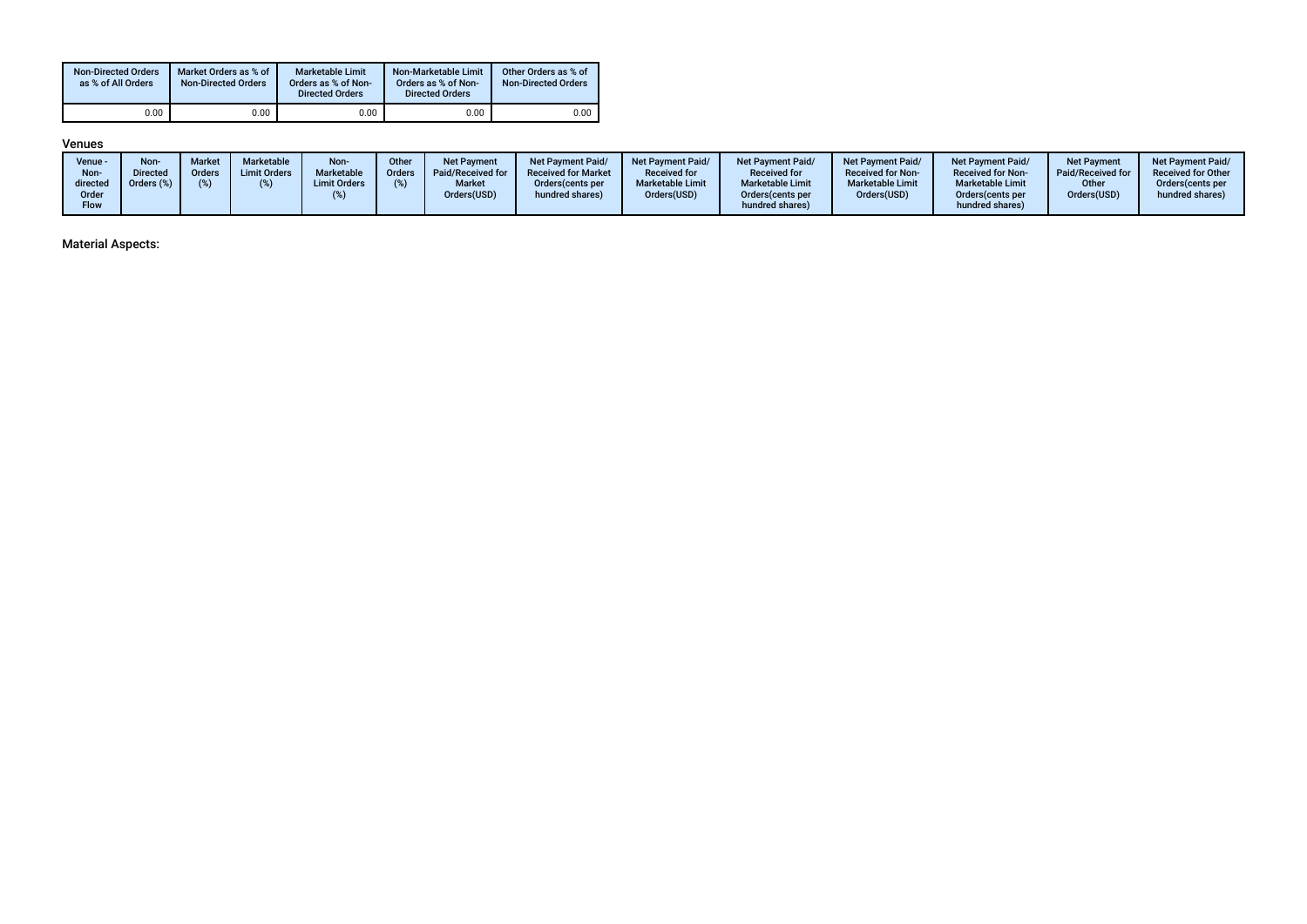| Non-Directed Orders as % of All Orders | Market Orders as % of Non-Directed Orders | Marketable Limit Orders as % of Non-Directed Orders | Non-Marketable Limit Orders as % of Non-Directed Orders | Other Orders as % of Non-Directed Orders |
|---|---|---|---|---|
| 0.00 | 0.00 | 0.00 | 0.00 | 0.00 |

## Venues

| Venue - Non-directed Order Flow | Non-Directed Orders (%) | Market Orders (%) | Marketable Limit Orders (%) | Non-Marketable Limit Orders (%) | Other Orders (%) | Net Payment Paid/Received for Market Orders(USD) | Net Payment Paid/ Received for Market Orders(cents per hundred shares) | Net Payment Paid/ Received for Marketable Limit Orders(USD) | Net Payment Paid/ Received for Marketable Limit Orders(cents per hundred shares) | Net Payment Paid/ Received for Non-Marketable Limit Orders(USD) | Net Payment Paid/ Received for Non-Marketable Limit Orders(cents per hundred shares) | Net Payment Paid/Received for Other Orders(USD) | Net Payment Paid/ Received for Other Orders(cents per hundred shares) |
|---|---|---|---|---|---|---|---|---|---|---|---|---|---|

Material Aspects: